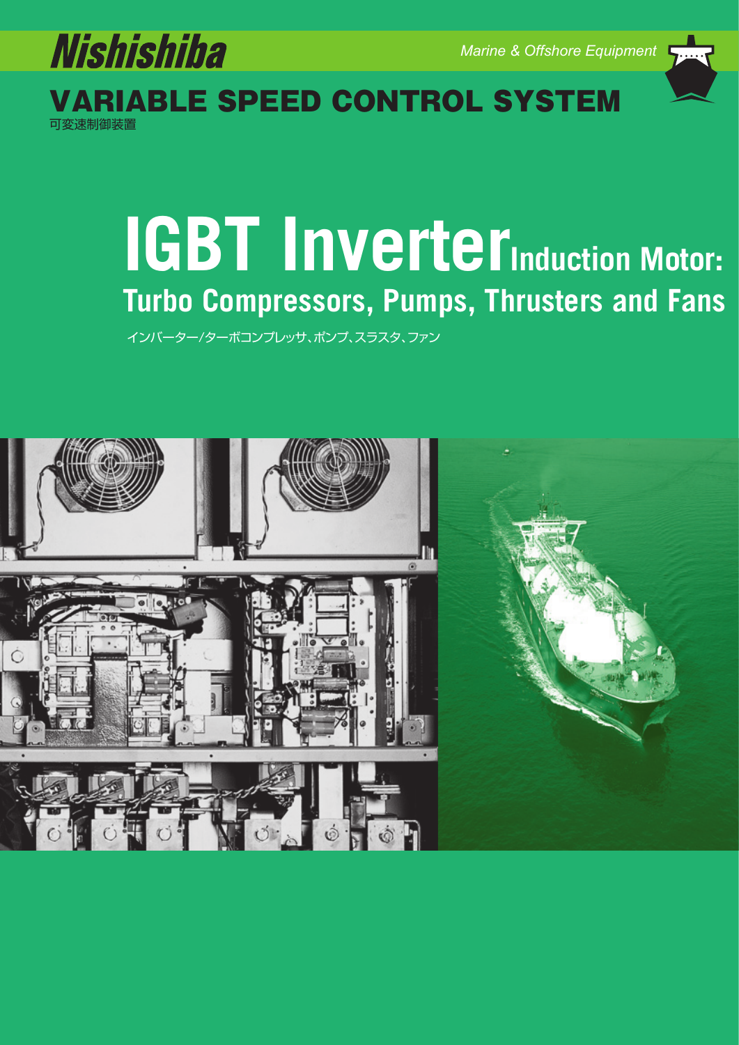**Nishishiba**

*Marine & Offshore Equipment*

# VARIABLE SPEED CONTROL SYSTEM

可変速制御装置

# IGBT Inverter Induction Motor:

## Turbo Compressors, Pumps, Thrusters and Fans

インバーター/ターボコンプレッサ、ポンプ、スラスタ、ファン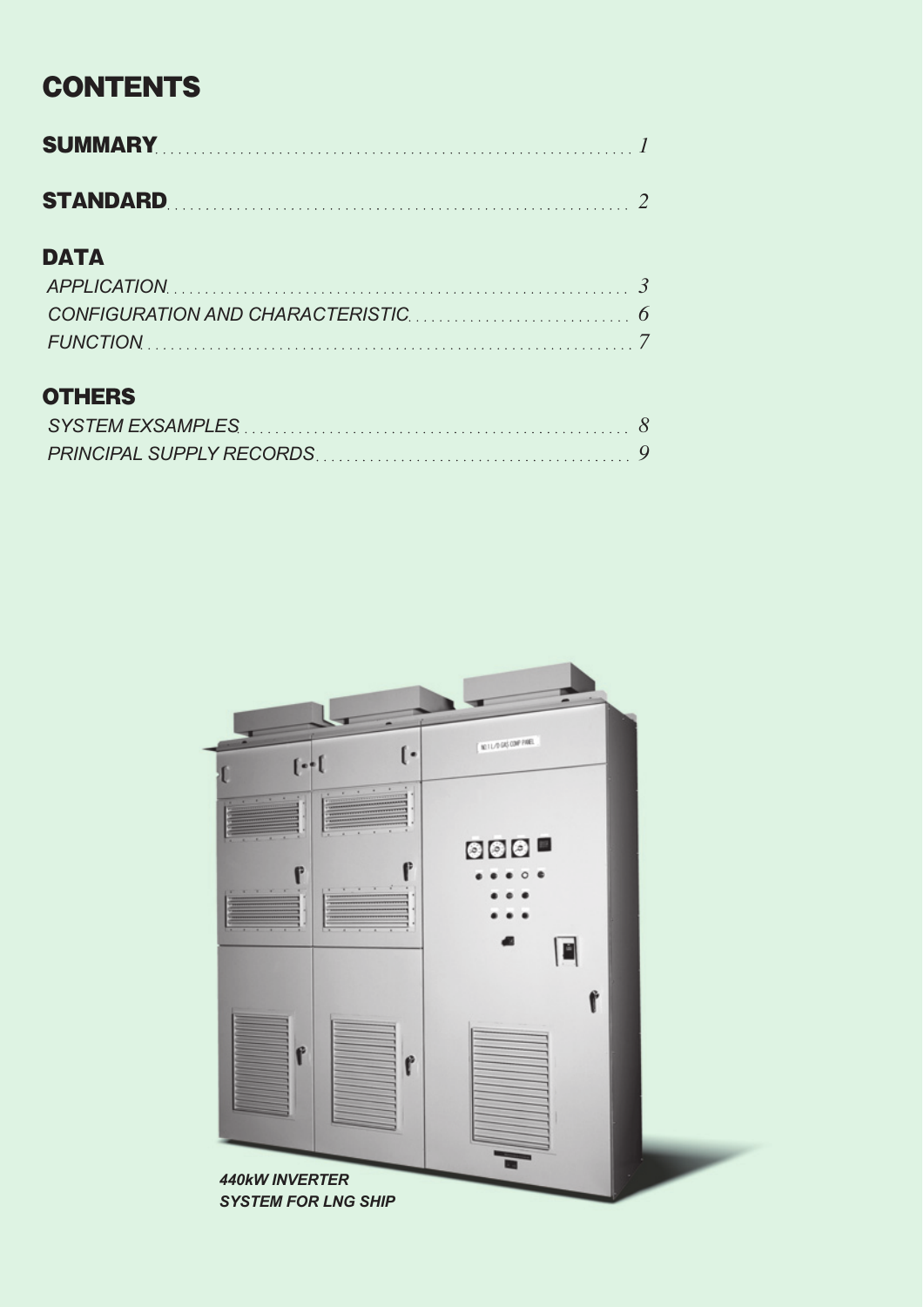# CONTENTS

**SUMMARY** .......... *1*

**STANDARD** .......... *2*

## DATA

*APPLICATION* .......... *3*
*CONFIGURATION AND CHARACTERISTIC* .......... *6*
*FUNCTION* .......... *7*

## OTHERS

*SYSTEM EXSAMPLES* .......... *8*
*PRINCIPAL SUPPLY RECORDS* .......... *9*

***440kW INVERTER SYSTEM FOR LNG SHIP***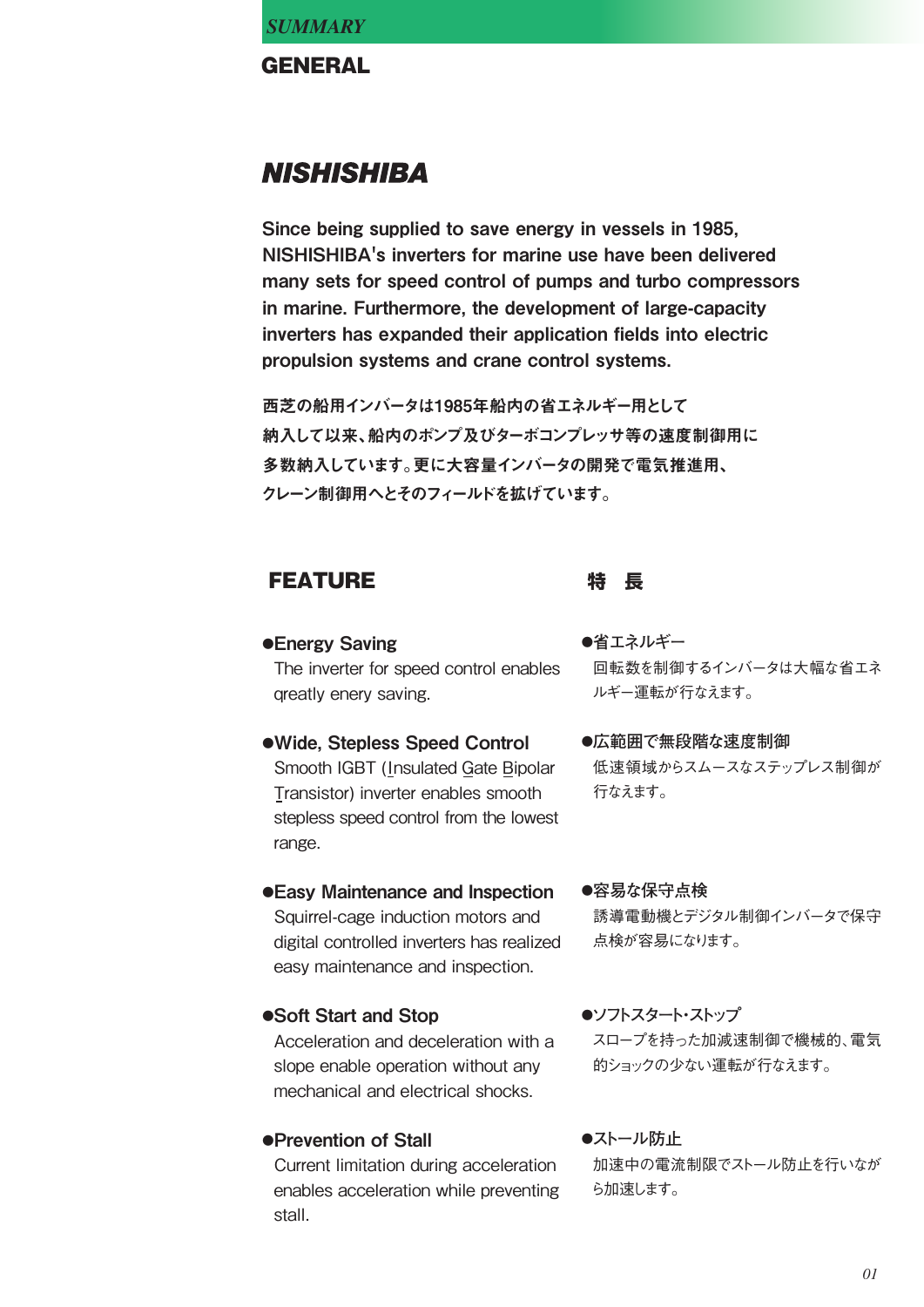*SUMMARY*

## GENERAL

## *NISHISHIBA*

**Since being supplied to save energy in vessels in 1985, NISHISHIBA's inverters for marine use have been delivered many sets for speed control of pumps and turbo compressors in marine. Furthermore, the development of large-capacity inverters has expanded their application fields into electric propulsion systems and crane control systems.**

**西芝の船用インバータは1985年船内の省エネルギー用として納入して以来、船内のポンプ及びターボコンプレッサ等の速度制御用に多数納入しています。更に大容量インバータの開発で電気推進用、クレーン制御用へとそのフィールドを拡げています。**

### FEATURE

- **Energy Saving**
  The inverter for speed control enables qreatly enery saving.

- **Wide, Stepless Speed Control**
  Smooth IGBT (Insulated Gate Bipolar Transistor) inverter enables smooth stepless speed control from the lowest range.

- **Easy Maintenance and Inspection**
  Squirrel-cage induction motors and digital controlled inverters has realized easy maintenance and inspection.

- **Soft Start and Stop**
  Acceleration and deceleration with a slope enable operation without any mechanical and electrical shocks.

- **Prevention of Stall**
  Current limitation during acceleration enables acceleration while preventing stall.

### 特　長

- **省エネルギー**
  回転数を制御するインバータは大幅な省エネルギー運転が行なえます。

- **広範囲で無段階な速度制御**
  低速領域からスムースなステップレス制御が行なえます。

- **容易な保守点検**
  誘導電動機とデジタル制御インバータで保守点検が容易になります。

- **ソフトスタート・ストップ**
  スロープを持った加減速制御で機械的、電気的ショックの少ない運転が行なえます。

- **ストール防止**
  加速中の電流制限でストール防止を行いながら加速します。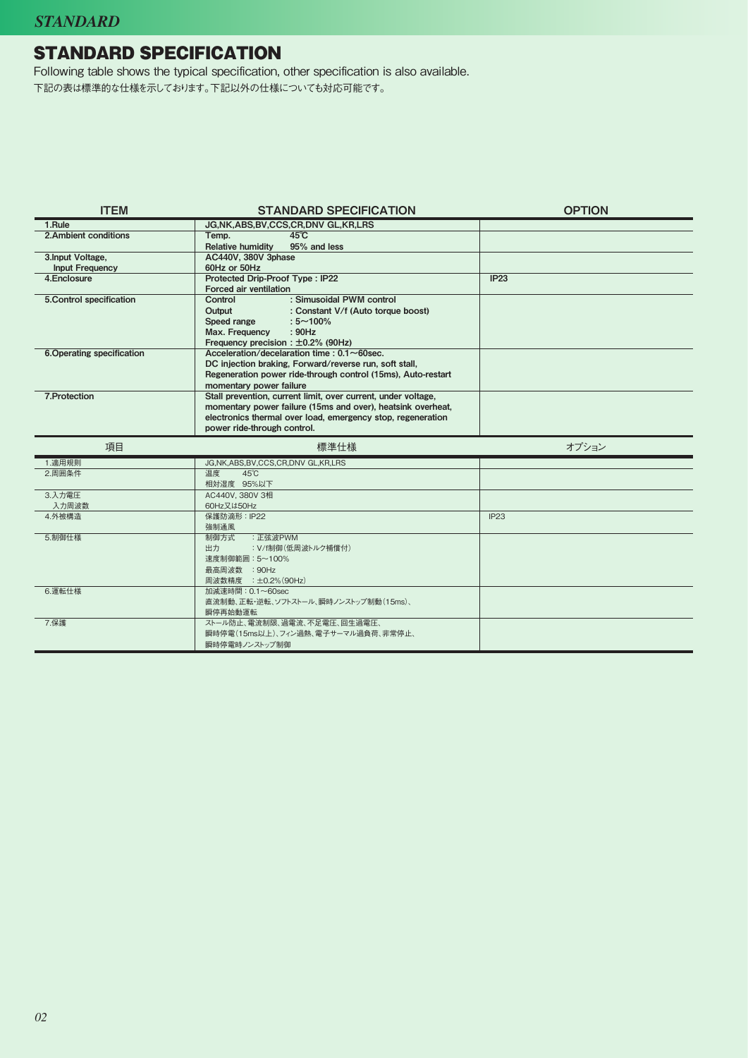## STANDARD SPECIFICATION

Following table shows the typical specification, other specification is also available.

下記の表は標準的な仕様を示しております。下記以外の仕様についても対応可能です。

| ITEM | STANDARD SPECIFICATION | OPTION |
|---|---|---|
| **1.Rule** | **JG,NK,ABS,BV,CCS,CR,DNV GL,KR,LRS** | |
| **2.Ambient conditions** | **Temp. 45℃**<br>**Relative humidity 95% and less** | |
| **3.Input Voltage,**<br>**Input Frequency** | **AC440V, 380V 3phase**<br>**60Hz or 50Hz** | |
| **4.Enclosure** | **Protected Drip-Proof Type : IP22**<br>**Forced air ventilation** | **IP23** |
| **5.Control specification** | **Control : Simusoidal PWM control**<br>**Output : Constant V/f (Auto torque boost)**<br>**Speed range : 5～100%**<br>**Max. Frequency : 90Hz**<br>**Frequency precision : ±0.2% (90Hz)** | |
| **6.Operating specification** | **Acceleration/decelaration time : 0.1～60sec.**<br>**DC injection braking, Forward/reverse run, soft stall,**<br>**Regeneration power ride-through control (15ms), Auto-restart momentary power failure** | |
| **7.Protection** | **Stall prevention, current limit, over current, under voltage, momentary power failure (15ms and over), heatsink overheat, electronics thermal over load, emergency stop, regeneration power ride-through control.** | |

| 項目 | 標準仕様 | オプション |
|---|---|---|
| 1.適用規則 | JG,NK,ABS,BV,CCS,CR,DNV GL,KR,LRS | |
| 2.周囲条件 | 温度 45℃<br>相対湿度 95%以下 | |
| 3.入力電圧<br>入力周波数 | AC440V, 380V 3相<br>60Hz又は50Hz | |
| 4.外被構造 | 保護防滴形：IP22<br>強制通風 | IP23 |
| 5.制御仕様 | 制御方式 ：正弦波PWM<br>出力 ：V/f制御(低周波トルク補償付)<br>速度制御範囲：5～100%<br>最高周波数 ：90Hz<br>周波数精度 ：±0.2%(90Hz) | |
| 6.運転仕様 | 加減速時間：0.1～60sec<br>直流制動、正転･逆転、ソフトストール、瞬時ノンストップ制動(15ms)、<br>瞬停再始動運転 | |
| 7.保護 | ストール防止、電流制限、過電流、不足電圧、回生過電圧、<br>瞬時停電(15ms以上)、フィン過熱、電子サーマル過負荷、非常停止、<br>瞬時停電時ノンストップ制御 | |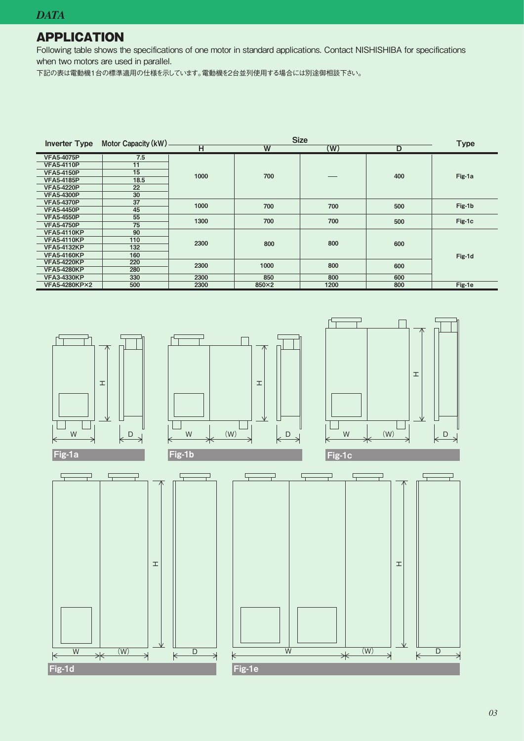## APPLICATION

Following table shows the specifications of one motor in standard applications. Contact NISHISHIBA for specifications when two motors are used in parallel.

下記の表は電動機1台の標準適用の仕様を示しています。電動機を2台並列使用する場合には別途御相談下さい。

| Inverter Type | Motor Capacity (kW) | Size | | | | Type |
|---|---|---|---|---|---|---|
| | | H | W | (W) | D | |
| VFA5-4075P | 7.5 | 1000 | 700 | — | 400 | Fig-1a |
| VFA5-4110P | 11 | | | | | |
| VFA5-4150P | 15 | | | | | |
| VFA5-4185P | 18.5 | | | | | |
| VFA5-4220P | 22 | | | | | |
| VFA5-4300P | 30 | | | | | |
| VFA5-4370P | 37 | 1000 | 700 | 700 | 500 | Fig-1b |
| VFA5-4450P | 45 | | | | | |
| VFA5-4550P | 55 | 1300 | 700 | 700 | 500 | Fig-1c |
| VFA5-4750P | 75 | | | | | |
| VFA5-4110KP | 90 | 2300 | 800 | 800 | 600 | Fig-1d |
| VFA5-4110KP | 110 | | | | | |
| VFA5-4132KP | 132 | | | | | |
| VFA5-4160KP | 160 | | | | | |
| VFA5-4220KP | 220 | 2300 | 1000 | 800 | 600 | |
| VFA5-4280KP | 280 | | | | | |
| VFA3-4330KP | 330 | 2300 | 850 | 800 | 600 | |
| VFA5-4280KP×2 | 500 | 2300 | 850×2 | 1200 | 800 | Fig-1e |

Fig-1a

Fig-1b

Fig-1c

Fig-1d

Fig-1e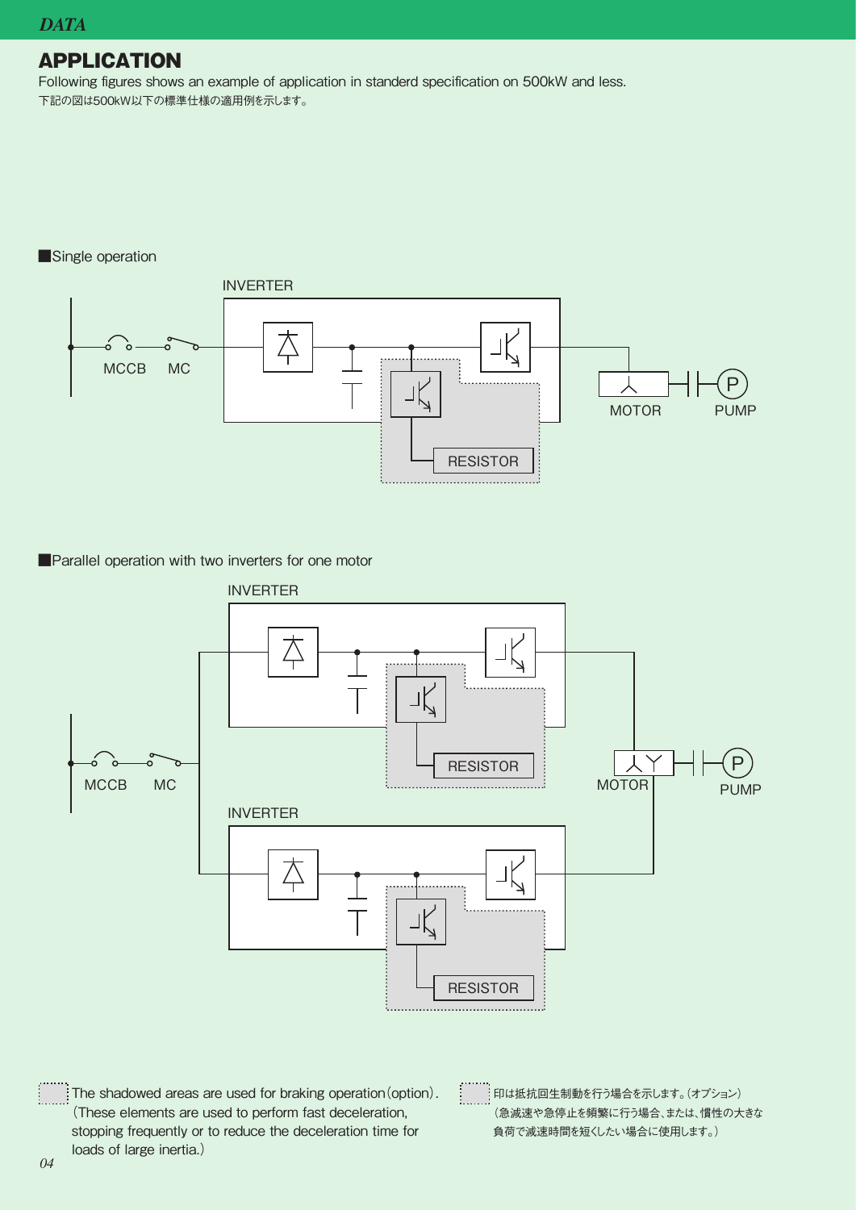## APPLICATION

Following figures shows an example of application in standerd specification on 500kW and less.
下記の図は500kW以下の標準仕様の適用例を示します。

■Single operation

INVERTER

MCCB MC

RESISTOR

MOTOR PUMP

■Parallel operation with two inverters for one motor

INVERTER

MCCB MC

RESISTOR

MOTOR PUMP

INVERTER

RESISTOR

The shadowed areas are used for braking operation(option).
(These elements are used to perform fast deceleration, stopping frequently or to reduce the deceleration time for loads of large inertia.)

印は抵抗回生制動を行う場合を示します。(オプション)
(急減速や急停止を頻繁に行う場合、または、慣性の大きな負荷で減速時間を短くしたい場合に使用します。)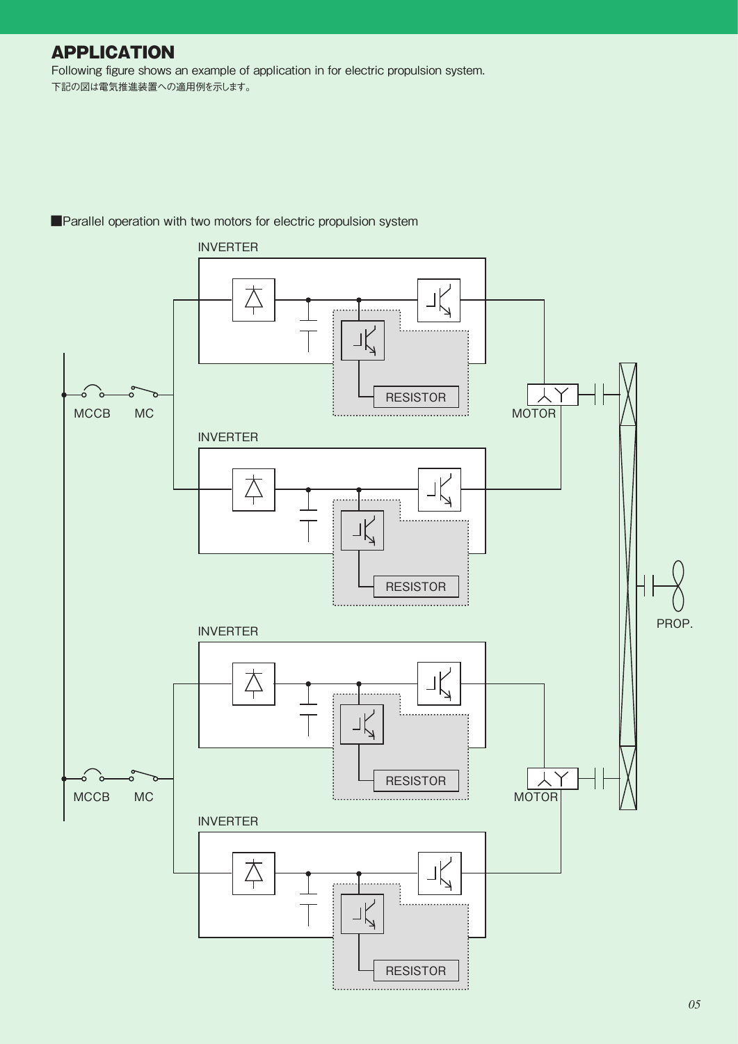## APPLICATION

Following figure shows an example of application in for electric propulsion system.

下記の図は電気推進装置への適用例を示します。

■Parallel operation with two motors for electric propulsion system

INVERTER

RESISTOR

MCCB MC

MOTOR

INVERTER

RESISTOR

PROP.

INVERTER

RESISTOR

MCCB MC

MOTOR

INVERTER

RESISTOR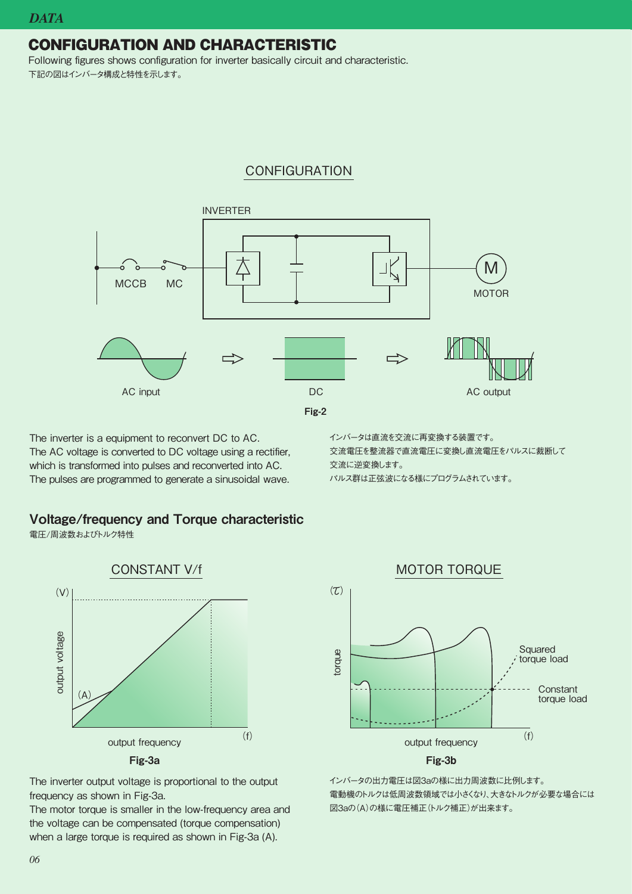# CONFIGURATION AND CHARACTERISTIC

Following figures shows configuration for inverter basically circuit and characteristic.
下記の図はインバータ構成と特性を示します。

CONFIGURATION

INVERTER

MCCB MC

MOTOR

AC input ⇨ DC ⇨ AC output

**Fig-2**

The inverter is a equipment to reconvert DC to AC.
The AC voltage is converted to DC voltage using a rectifier, which is transformed into pulses and reconverted into AC.
The pulses are programmed to generate a sinusoidal wave.

インバータは直流を交流に再変換する装置です。
交流電圧を整流器で直流電圧に変換し直流電圧をパルスに裁断して交流に逆変換します。
パルス群は正弦波になる様にプログラムされています。

## Voltage/frequency and Torque characteristic

電圧/周波数およびトルク特性

CONSTANT V/f

(V) output voltage (A) output frequency (f)

**Fig-3a**

MOTOR TORQUE

(τ) torque Squared torque load Constant torque load output frequency (f)

**Fig-3b**

The inverter output voltage is proportional to the output frequency as shown in Fig-3a.
The motor torque is smaller in the low-frequency area and the voltage can be compensated (torque compensation) when a large torque is required as shown in Fig-3a (A).

インバータの出力電圧は図3aの様に出力周波数に比例します。
電動機のトルクは低周波数領域では小さくなり、大きなトルクが必要な場合には図3aの(A)の様に電圧補正(トルク補正)が出来ます。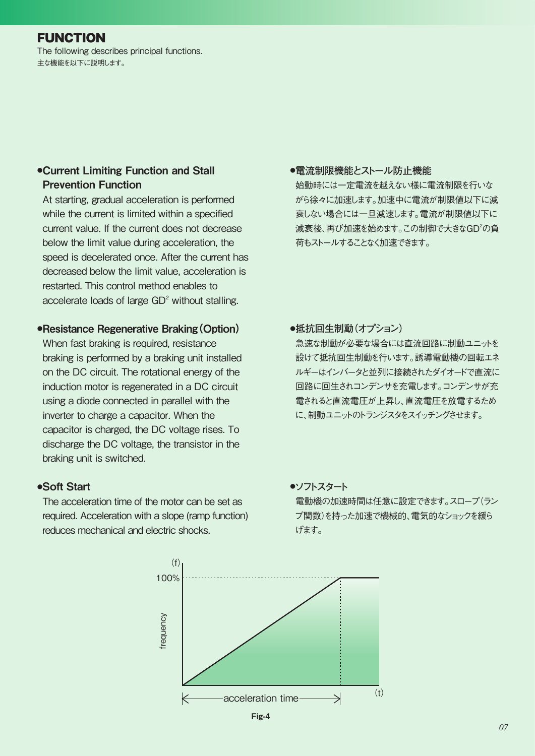# FUNCTION

The following describes principal functions.

主な機能を以下に説明します。

### •Current Limiting Function and Stall Prevention Function

At starting, gradual acceleration is performed while the current is limited within a specified current value. If the current does not decrease below the limit value during acceleration, the speed is decelerated once. After the current has decreased below the limit value, acceleration is restarted. This control method enables to accelerate loads of large $GD^2$ without stalling.

### •電流制限機能とストール防止機能

始動時には一定電流を越えない様に電流制限を行いながら徐々に加速します。加速中に電流が制限値以下に減衰しない場合には一旦減速します。電流が制限値以下に減衰後、再び加速を始めます。この制御で大きな$GD^2$の負荷もストールすることなく加速できます。

### •Resistance Regenerative Braking (Option)

When fast braking is required, resistance braking is performed by a braking unit installed on the DC circuit. The rotational energy of the induction motor is regenerated in a DC circuit using a diode connected in parallel with the inverter to charge a capacitor. When the capacitor is charged, the DC voltage rises. To discharge the DC voltage, the transistor in the braking unit is switched.

### •抵抗回生制動（オプション）

急速な制動が必要な場合には直流回路に制動ユニットを設けて抵抗回生制動を行います。誘導電動機の回転エネルギーはインバータと並列に接続されたダイオードで直流に回路に回生されコンデンサを充電します。コンデンサが充電されると直流電圧が上昇し、直流電圧を放電するために、制動ユニットのトランジスタをスイッチングさせます。

### •Soft Start

The acceleration time of the motor can be set as required. Acceleration with a slope (ramp function) reduces mechanical and electric shocks.

### •ソフトスタート

電動機の加速時間は任意に設定できます。スロープ（ランプ関数）を持った加速で機械的、電気的なショックを緩らげます。

(f) 100% frequency — acceleration time — (t)

**Fig-4**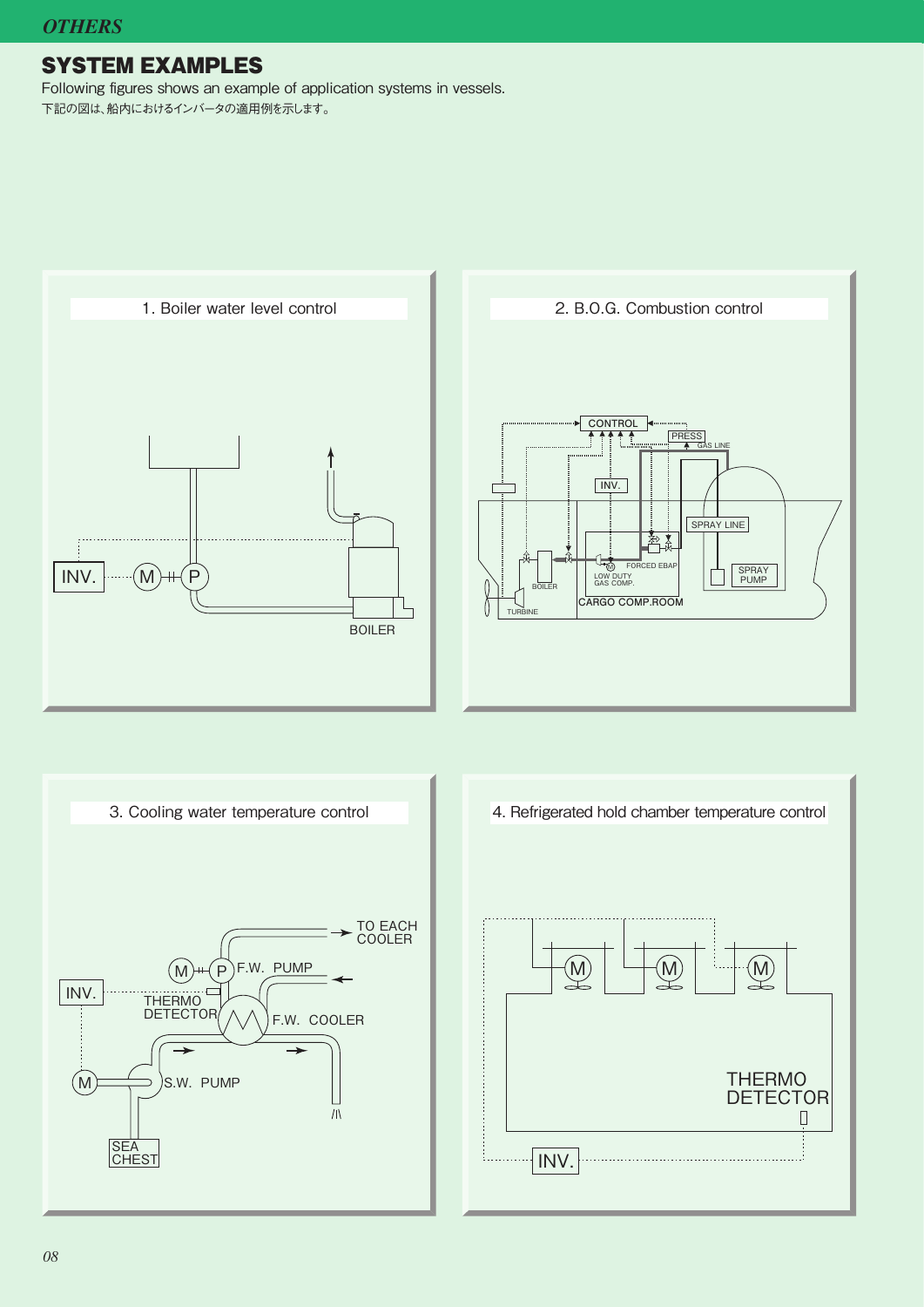## SYSTEM EXAMPLES

Following figures shows an example of application systems in vessels.

下記の図は、船内におけるインバータの適用例を示します。

1. Boiler water level control

INV. M P BOILER

2. B.O.G. Combustion control

CONTROL PRESS GAS LINE INV. SPRAY LINE FORCED EBAP LOW DUTY GAS COMP. BOILER TURBINE CARGO COMP.ROOM SPRAY PUMP

3. Cooling water temperature control

TO EACH COOLER F.W. PUMP INV. THERMO DETECTOR F.W. COOLER S.W. PUMP SEA CHEST

4. Refrigerated hold chamber temperature control

M M M THERMO DETECTOR INV.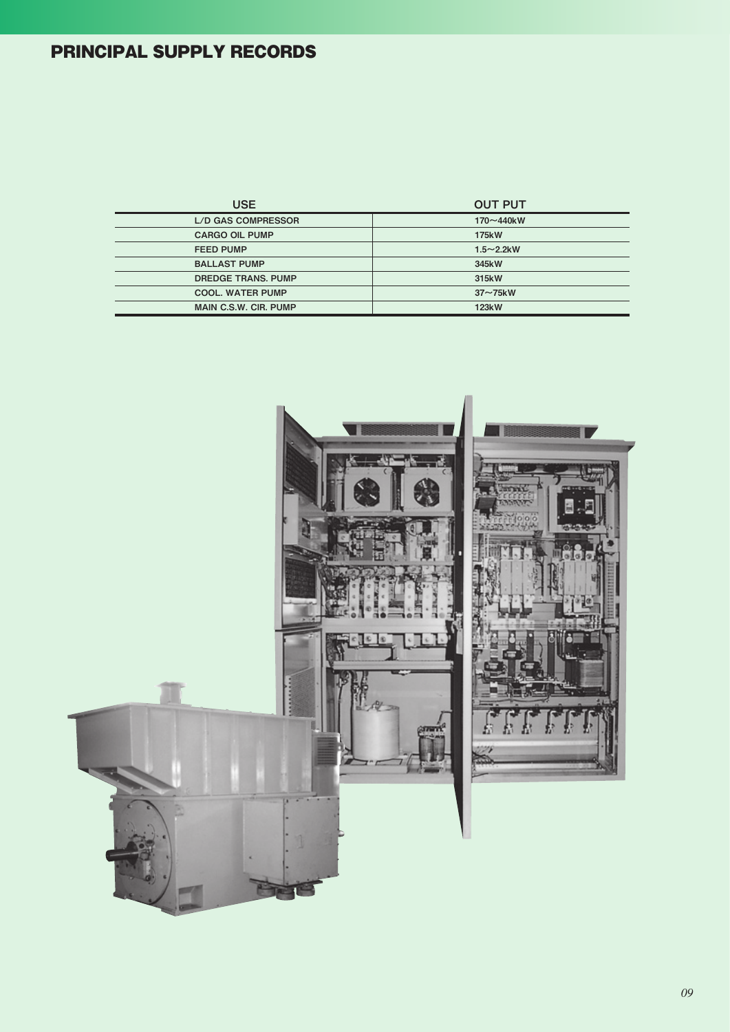## PRINCIPAL SUPPLY RECORDS

| USE | OUT PUT |
|---|---|
| L/D GAS COMPRESSOR | 170～440kW |
| CARGO OIL PUMP | 175kW |
| FEED PUMP | 1.5～2.2kW |
| BALLAST PUMP | 345kW |
| DREDGE TRANS. PUMP | 315kW |
| COOL. WATER PUMP | 37～75kW |
| MAIN C.S.W. CIR. PUMP | 123kW |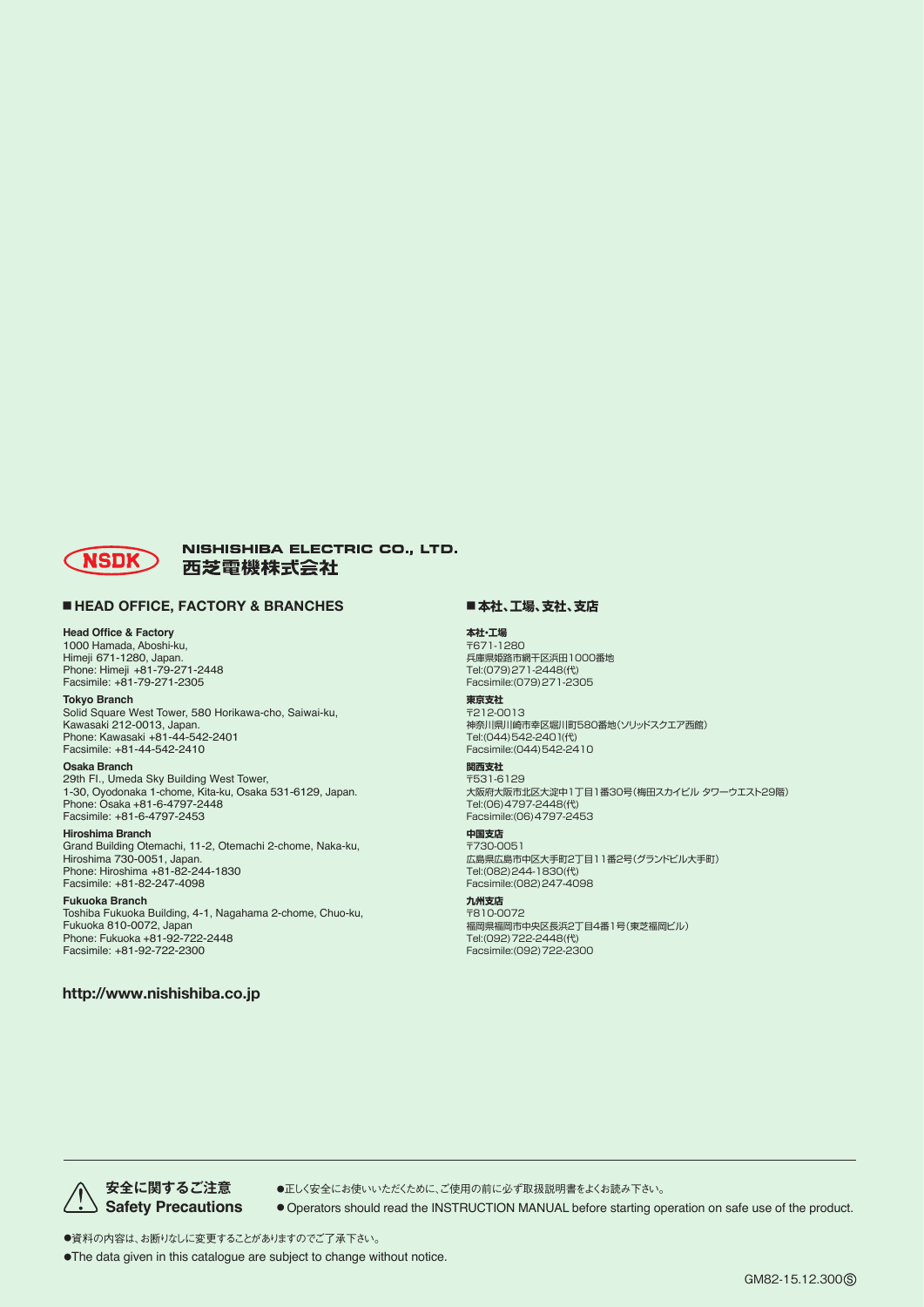NSDK

**NISHISHIBA ELECTRIC CO., LTD.**
**西芝電機株式会社**

## ■ HEAD OFFICE, FACTORY & BRANCHES

**Head Office & Factory**
1000 Hamada, Aboshi-ku,
Himeji 671-1280, Japan.
Phone: Himeji +81-79-271-2448
Facsimile: +81-79-271-2305

**Tokyo Branch**
Solid Square West Tower, 580 Horikawa-cho, Saiwai-ku,
Kawasaki 212-0013, Japan.
Phone: Kawasaki +81-44-542-2401
Facsimile: +81-44-542-2410

**Osaka Branch**
29th Fl., Umeda Sky Building West Tower,
1-30, Oyodonaka 1-chome, Kita-ku, Osaka 531-6129, Japan.
Phone: Osaka +81-6-4797-2448
Facsimile: +81-6-4797-2453

**Hiroshima Branch**
Grand Building Otemachi, 11-2, Otemachi 2-chome, Naka-ku,
Hiroshima 730-0051, Japan.
Phone: Hiroshima +81-82-244-1830
Facsimile: +81-82-247-4098

**Fukuoka Branch**
Toshiba Fukuoka Building, 4-1, Nagahama 2-chome, Chuo-ku,
Fukuoka 810-0072, Japan
Phone: Fukuoka +81-92-722-2448
Facsimile: +81-92-722-2300

## ■本社、工場、支社、支店

**本社・工場**
〒671-1280
兵庫県姫路市網干区浜田1000番地
Tel:(079)271-2448(代)
Facsimile:(079)271-2305

**東京支社**
〒212-0013
神奈川県川崎市幸区堀川町580番地(ソリッドスクエア西館)
Tel:(044)542-2401(代)
Facsimile:(044)542-2410

**関西支社**
〒531-6129
大阪府大阪市北区大淀中1丁目1番30号(梅田スカイビル タワーウエスト29階)
Tel:(06)4797-2448(代)
Facsimile:(06)4797-2453

**中国支店**
〒730-0051
広島県広島市中区大手町2丁目11番2号(グランドビル大手町)
Tel:(082)244-1830(代)
Facsimile:(082)247-4098

**九州支店**
〒810-0072
福岡県福岡市中央区長浜2丁目4番1号(東芝福岡ビル)
Tel:(092)722-2448(代)
Facsimile:(092)722-2300

**http://www.nishishiba.co.jp**

---

**安全に関するご注意**
**Safety Precautions**

●正しく安全にお使いいただくために、ご使用の前に必ず取扱説明書をよくお読み下さい。
● Operators should read the INSTRUCTION MANUAL before starting operation on safe use of the product.

●資料の内容は、お断りなしに変更することがありますのでご了承下さい。
●The data given in this catalogue are subject to change without notice.

GM82-15.12.300Ⓢ